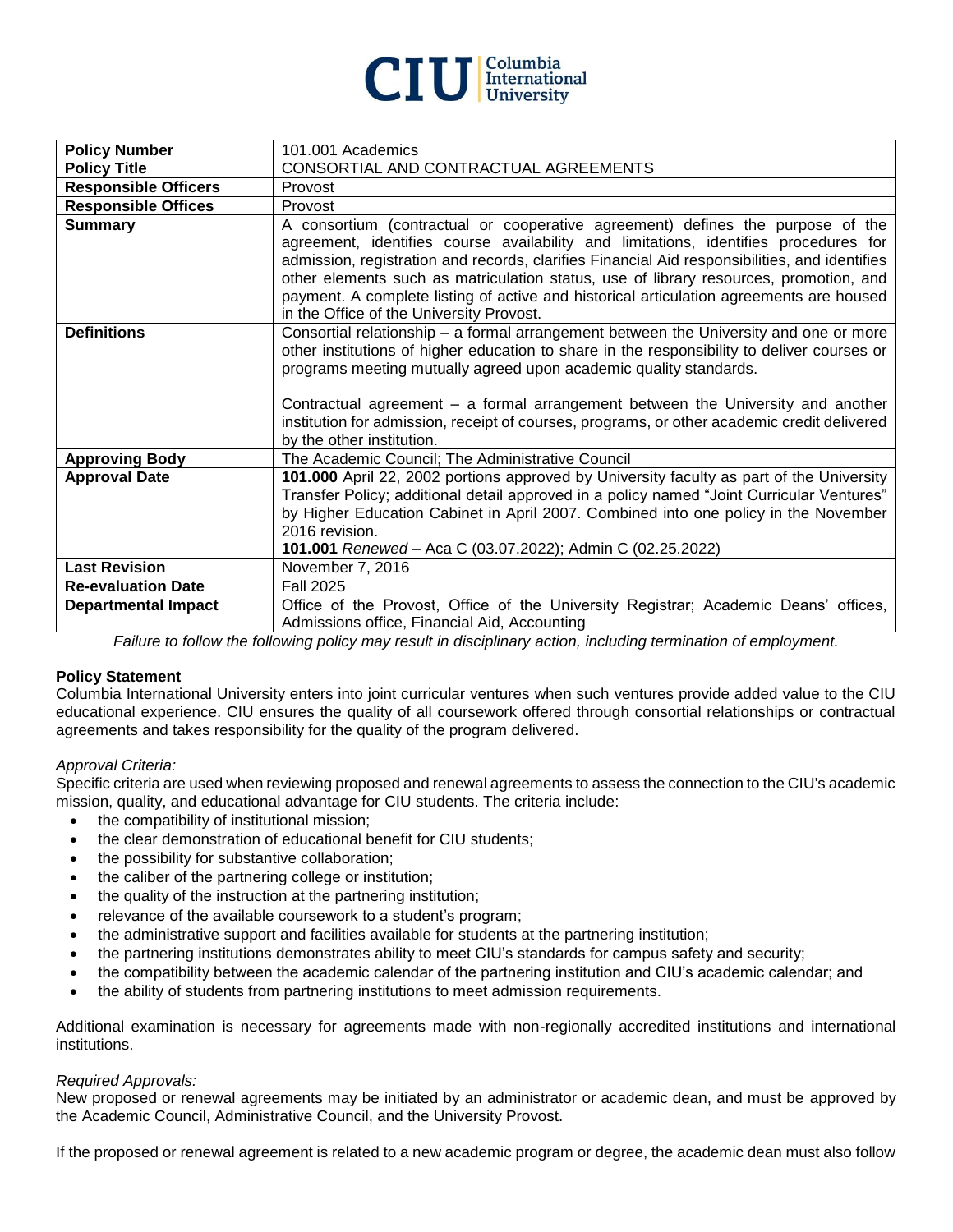| Policy Number | 101.001 Academics |
|---|---|
| **Policy Title** | CONSORTIAL AND CONTRACTUAL AGREEMENTS |
| **Responsible Officers** | Provost |
| **Responsible Offices** | Provost |
| **Summary** | A consortium (contractual or cooperative agreement) defines the purpose of the agreement, identifies course availability and limitations, identifies procedures for admission, registration and records, clarifies Financial Aid responsibilities, and identifies other elements such as matriculation status, use of library resources, promotion, and payment. A complete listing of active and historical articulation agreements are housed in the Office of the University Provost. |
| **Definitions** | Consortial relationship – a formal arrangement between the University and one or more other institutions of higher education to share in the responsibility to deliver courses or programs meeting mutually agreed upon academic quality standards.<br><br>Contractual agreement – a formal arrangement between the University and another institution for admission, receipt of courses, programs, or other academic credit delivered by the other institution. |
| **Approving Body** | The Academic Council; The Administrative Council |
| **Approval Date** | **101.000** April 22, 2002 portions approved by University faculty as part of the University Transfer Policy; additional detail approved in a policy named "Joint Curricular Ventures" by Higher Education Cabinet in April 2007. Combined into one policy in the November 2016 revision.<br>**101.001** *Renewed* – Aca C (03.07.2022); Admin C (02.25.2022) |
| **Last Revision** | November 7, 2016 |
| **Re-evaluation Date** | Fall 2025 |
| **Departmental Impact** | Office of the Provost, Office of the University Registrar; Academic Deans' offices, Admissions office, Financial Aid, Accounting |

*Failure to follow the following policy may result in disciplinary action, including termination of employment.*

**Policy Statement**

Columbia International University enters into joint curricular ventures when such ventures provide added value to the CIU educational experience. CIU ensures the quality of all coursework offered through consortial relationships or contractual agreements and takes responsibility for the quality of the program delivered.

*Approval Criteria:*

Specific criteria are used when reviewing proposed and renewal agreements to assess the connection to the CIU's academic mission, quality, and educational advantage for CIU students. The criteria include:

- the compatibility of institutional mission;
- the clear demonstration of educational benefit for CIU students;
- the possibility for substantive collaboration;
- the caliber of the partnering college or institution;
- the quality of the instruction at the partnering institution;
- relevance of the available coursework to a student's program;
- the administrative support and facilities available for students at the partnering institution;
- the partnering institutions demonstrates ability to meet CIU's standards for campus safety and security;
- the compatibility between the academic calendar of the partnering institution and CIU's academic calendar; and
- the ability of students from partnering institutions to meet admission requirements.

Additional examination is necessary for agreements made with non-regionally accredited institutions and international institutions.

*Required Approvals:*

New proposed or renewal agreements may be initiated by an administrator or academic dean, and must be approved by the Academic Council, Administrative Council, and the University Provost.

If the proposed or renewal agreement is related to a new academic program or degree, the academic dean must also follow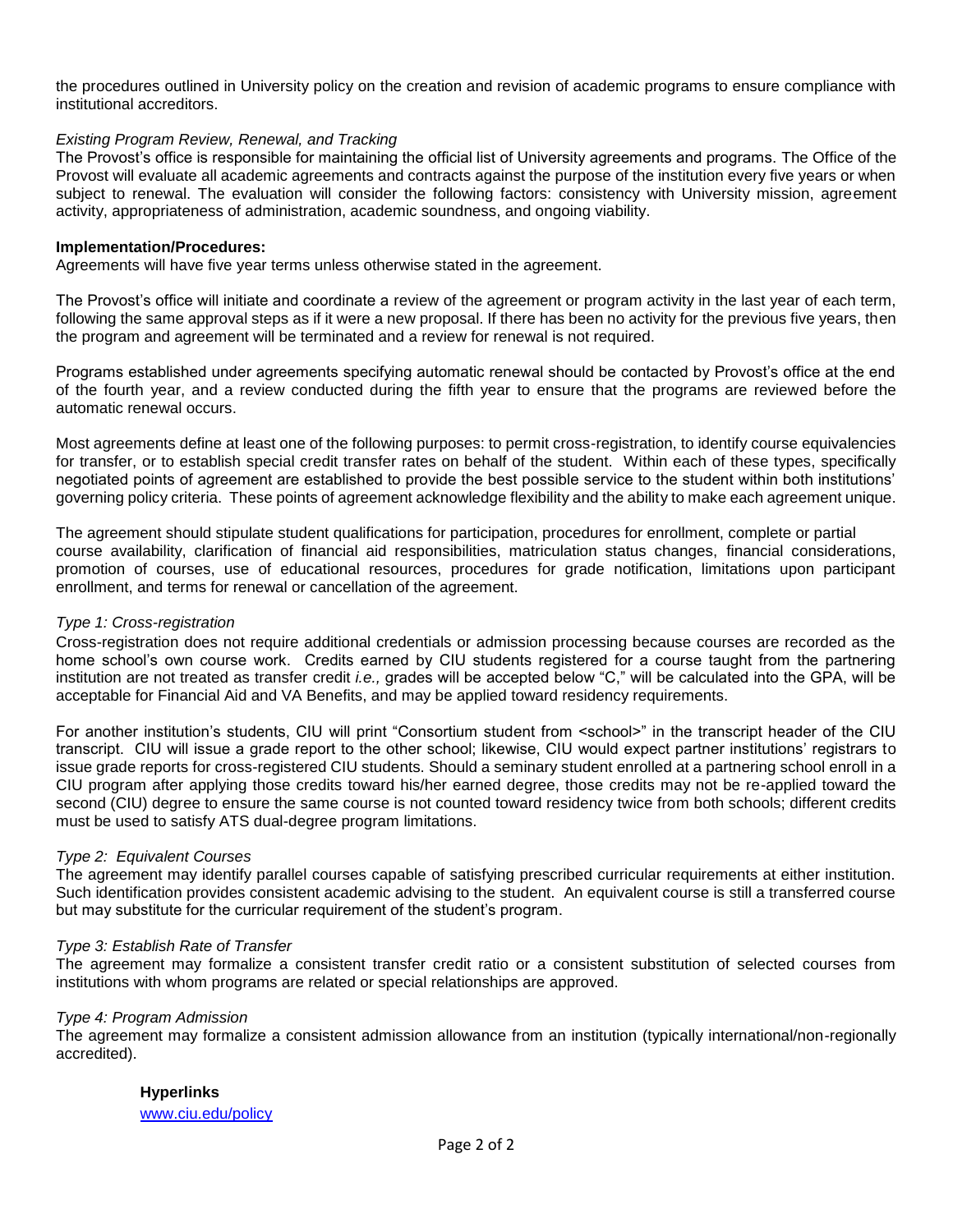the procedures outlined in University policy on the creation and revision of academic programs to ensure compliance with institutional accreditors.

*Existing Program Review, Renewal, and Tracking*

The Provost's office is responsible for maintaining the official list of University agreements and programs. The Office of the Provost will evaluate all academic agreements and contracts against the purpose of the institution every five years or when subject to renewal. The evaluation will consider the following factors: consistency with University mission, agreement activity, appropriateness of administration, academic soundness, and ongoing viability.

**Implementation/Procedures:**

Agreements will have five year terms unless otherwise stated in the agreement.

The Provost's office will initiate and coordinate a review of the agreement or program activity in the last year of each term, following the same approval steps as if it were a new proposal. If there has been no activity for the previous five years, then the program and agreement will be terminated and a review for renewal is not required.

Programs established under agreements specifying automatic renewal should be contacted by Provost's office at the end of the fourth year, and a review conducted during the fifth year to ensure that the programs are reviewed before the automatic renewal occurs.

Most agreements define at least one of the following purposes: to permit cross-registration, to identify course equivalencies for transfer, or to establish special credit transfer rates on behalf of the student. Within each of these types, specifically negotiated points of agreement are established to provide the best possible service to the student within both institutions' governing policy criteria. These points of agreement acknowledge flexibility and the ability to make each agreement unique.

The agreement should stipulate student qualifications for participation, procedures for enrollment, complete or partial course availability, clarification of financial aid responsibilities, matriculation status changes, financial considerations, promotion of courses, use of educational resources, procedures for grade notification, limitations upon participant enrollment, and terms for renewal or cancellation of the agreement.

*Type 1: Cross-registration*

Cross-registration does not require additional credentials or admission processing because courses are recorded as the home school's own course work. Credits earned by CIU students registered for a course taught from the partnering institution are not treated as transfer credit *i.e.,* grades will be accepted below "C," will be calculated into the GPA, will be acceptable for Financial Aid and VA Benefits, and may be applied toward residency requirements.

For another institution's students, CIU will print "Consortium student from <school>" in the transcript header of the CIU transcript. CIU will issue a grade report to the other school; likewise, CIU would expect partner institutions' registrars to issue grade reports for cross-registered CIU students. Should a seminary student enrolled at a partnering school enroll in a CIU program after applying those credits toward his/her earned degree, those credits may not be re-applied toward the second (CIU) degree to ensure the same course is not counted toward residency twice from both schools; different credits must be used to satisfy ATS dual-degree program limitations.

*Type 2: Equivalent Courses*

The agreement may identify parallel courses capable of satisfying prescribed curricular requirements at either institution. Such identification provides consistent academic advising to the student. An equivalent course is still a transferred course but may substitute for the curricular requirement of the student's program.

*Type 3: Establish Rate of Transfer*

The agreement may formalize a consistent transfer credit ratio or a consistent substitution of selected courses from institutions with whom programs are related or special relationships are approved.

*Type 4: Program Admission*

The agreement may formalize a consistent admission allowance from an institution (typically international/non-regionally accredited).

**Hyperlinks**

[www.ciu.edu/policy](www.ciu.edu/policy)